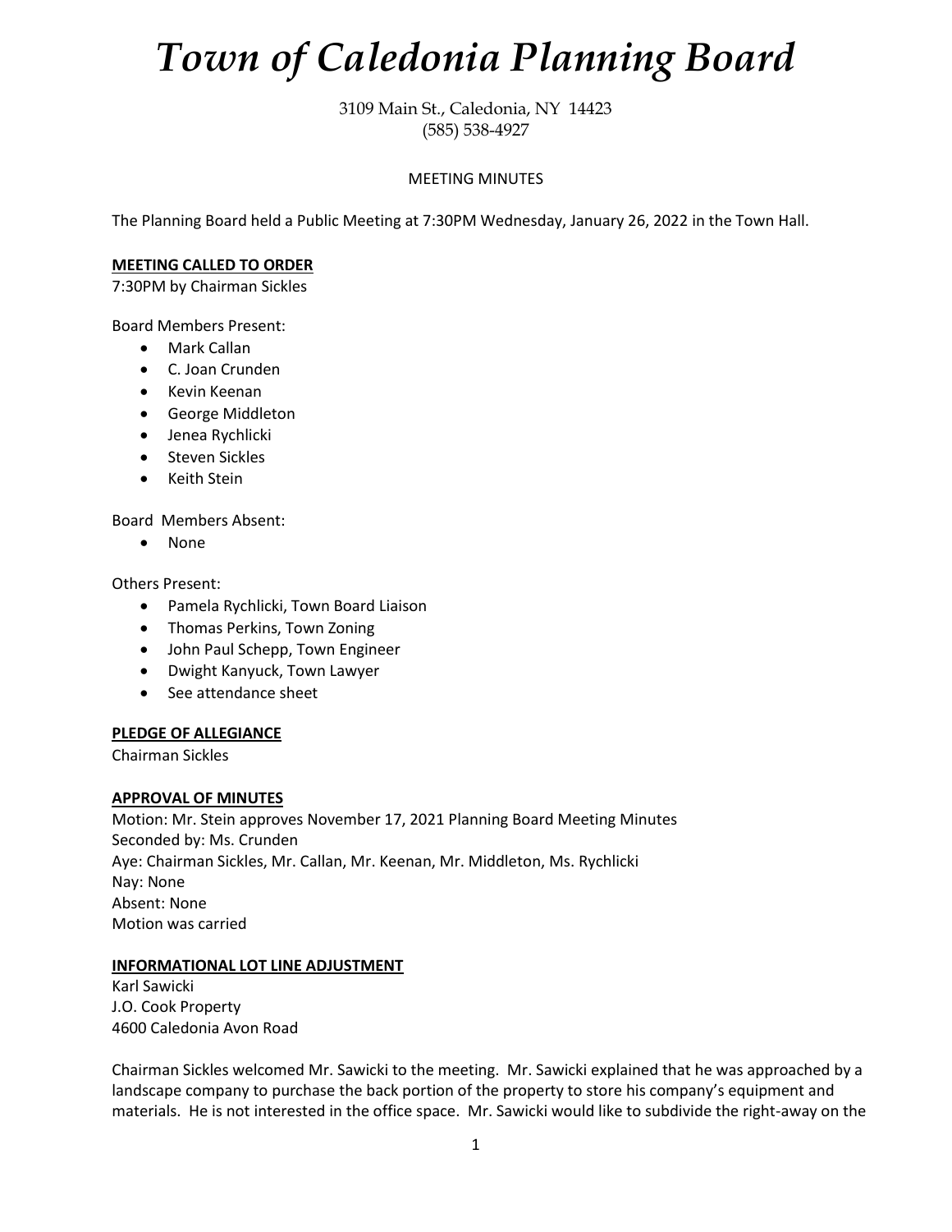# *Town of Caledonia Planning Board*

3109 Main St., Caledonia, NY 14423
(585) 538-4927

MEETING MINUTES

The Planning Board held a Public Meeting at 7:30PM Wednesday, January 26, 2022 in the Town Hall.

**MEETING CALLED TO ORDER**

7:30PM by Chairman Sickles

Board Members Present:

- Mark Callan
- C. Joan Crunden
- Kevin Keenan
- George Middleton
- Jenea Rychlicki
- Steven Sickles
- Keith Stein

Board Members Absent:

- None

Others Present:

- Pamela Rychlicki, Town Board Liaison
- Thomas Perkins, Town Zoning
- John Paul Schepp, Town Engineer
- Dwight Kanyuck, Town Lawyer
- See attendance sheet

**PLEDGE OF ALLEGIANCE**

Chairman Sickles

**APPROVAL OF MINUTES**

Motion: Mr. Stein approves November 17, 2021 Planning Board Meeting Minutes
Seconded by: Ms. Crunden
Aye: Chairman Sickles, Mr. Callan, Mr. Keenan, Mr. Middleton, Ms. Rychlicki
Nay: None
Absent: None
Motion was carried

**INFORMATIONAL LOT LINE ADJUSTMENT**

Karl Sawicki
J.O. Cook Property
4600 Caledonia Avon Road

Chairman Sickles welcomed Mr. Sawicki to the meeting. Mr. Sawicki explained that he was approached by a landscape company to purchase the back portion of the property to store his company's equipment and materials. He is not interested in the office space. Mr. Sawicki would like to subdivide the right-away on the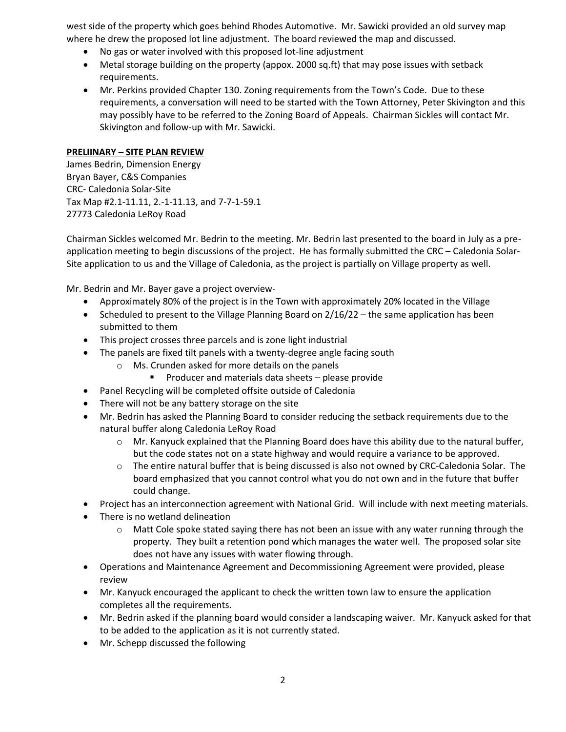west side of the property which goes behind Rhodes Automotive. Mr. Sawicki provided an old survey map where he drew the proposed lot line adjustment. The board reviewed the map and discussed.

- No gas or water involved with this proposed lot-line adjustment
- Metal storage building on the property (appox. 2000 sq.ft) that may pose issues with setback requirements.
- Mr. Perkins provided Chapter 130. Zoning requirements from the Town's Code. Due to these requirements, a conversation will need to be started with the Town Attorney, Peter Skivington and this may possibly have to be referred to the Zoning Board of Appeals. Chairman Sickles will contact Mr. Skivington and follow-up with Mr. Sawicki.

**PRELIINARY – SITE PLAN REVIEW**

James Bedrin, Dimension Energy
Bryan Bayer, C&S Companies
CRC- Caledonia Solar-Site
Tax Map #2.1-11.11, 2.-1-11.13, and 7-7-1-59.1
27773 Caledonia LeRoy Road

Chairman Sickles welcomed Mr. Bedrin to the meeting. Mr. Bedrin last presented to the board in July as a pre-application meeting to begin discussions of the project. He has formally submitted the CRC – Caledonia Solar-Site application to us and the Village of Caledonia, as the project is partially on Village property as well.

Mr. Bedrin and Mr. Bayer gave a project overview-

- Approximately 80% of the project is in the Town with approximately 20% located in the Village
- Scheduled to present to the Village Planning Board on 2/16/22 – the same application has been submitted to them
- This project crosses three parcels and is zone light industrial
- The panels are fixed tilt panels with a twenty-degree angle facing south
  - Ms. Crunden asked for more details on the panels
    - Producer and materials data sheets – please provide
- Panel Recycling will be completed offsite outside of Caledonia
- There will not be any battery storage on the site
- Mr. Bedrin has asked the Planning Board to consider reducing the setback requirements due to the natural buffer along Caledonia LeRoy Road
  - Mr. Kanyuck explained that the Planning Board does have this ability due to the natural buffer, but the code states not on a state highway and would require a variance to be approved.
  - The entire natural buffer that is being discussed is also not owned by CRC-Caledonia Solar. The board emphasized that you cannot control what you do not own and in the future that buffer could change.
- Project has an interconnection agreement with National Grid. Will include with next meeting materials.
- There is no wetland delineation
  - Matt Cole spoke stated saying there has not been an issue with any water running through the property. They built a retention pond which manages the water well. The proposed solar site does not have any issues with water flowing through.
- Operations and Maintenance Agreement and Decommissioning Agreement were provided, please review
- Mr. Kanyuck encouraged the applicant to check the written town law to ensure the application completes all the requirements.
- Mr. Bedrin asked if the planning board would consider a landscaping waiver. Mr. Kanyuck asked for that to be added to the application as it is not currently stated.
- Mr. Schepp discussed the following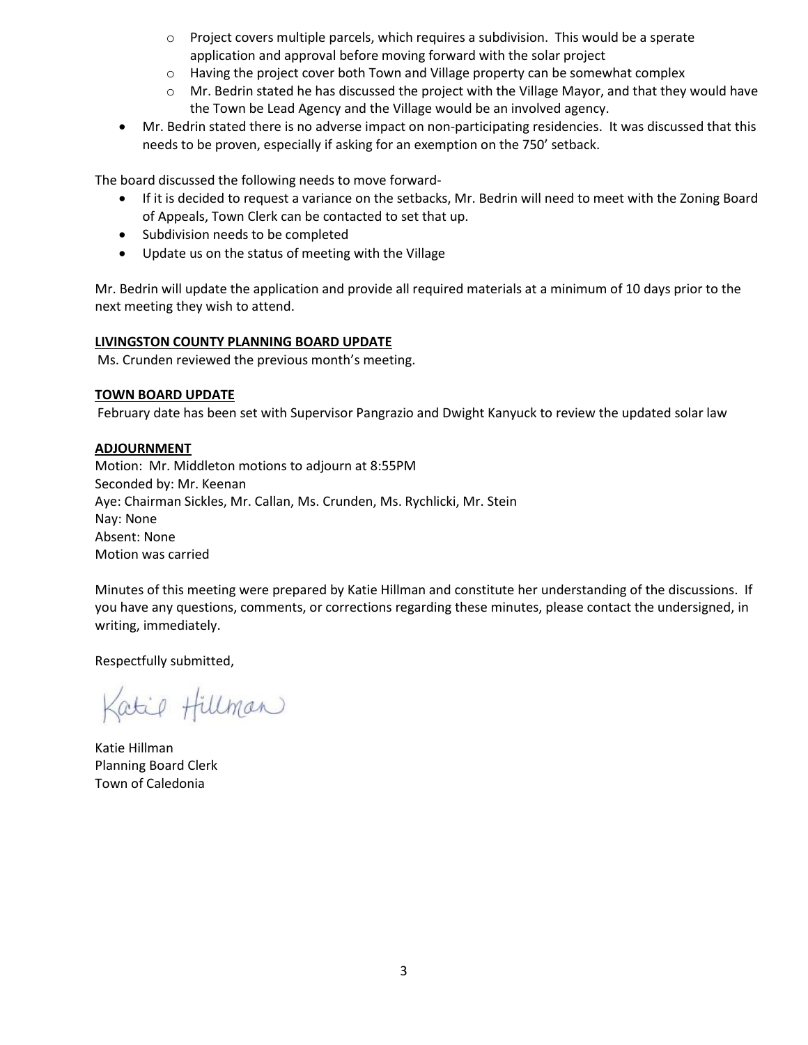- Project covers multiple parcels, which requires a subdivision. This would be a sperate application and approval before moving forward with the solar project
    - Having the project cover both Town and Village property can be somewhat complex
    - Mr. Bedrin stated he has discussed the project with the Village Mayor, and that they would have the Town be Lead Agency and the Village would be an involved agency.
- Mr. Bedrin stated there is no adverse impact on non-participating residencies. It was discussed that this needs to be proven, especially if asking for an exemption on the 750' setback.

The board discussed the following needs to move forward-

- If it is decided to request a variance on the setbacks, Mr. Bedrin will need to meet with the Zoning Board of Appeals, Town Clerk can be contacted to set that up.
- Subdivision needs to be completed
- Update us on the status of meeting with the Village

Mr. Bedrin will update the application and provide all required materials at a minimum of 10 days prior to the next meeting they wish to attend.

**LIVINGSTON COUNTY PLANNING BOARD UPDATE**

Ms. Crunden reviewed the previous month's meeting.

**TOWN BOARD UPDATE**

February date has been set with Supervisor Pangrazio and Dwight Kanyuck to review the updated solar law

**ADJOURNMENT**

Motion: Mr. Middleton motions to adjourn at 8:55PM
Seconded by: Mr. Keenan
Aye: Chairman Sickles, Mr. Callan, Ms. Crunden, Ms. Rychlicki, Mr. Stein
Nay: None
Absent: None
Motion was carried

Minutes of this meeting were prepared by Katie Hillman and constitute her understanding of the discussions. If you have any questions, comments, or corrections regarding these minutes, please contact the undersigned, in writing, immediately.

Respectfully submitted,

Katie Hillman

Katie Hillman
Planning Board Clerk
Town of Caledonia